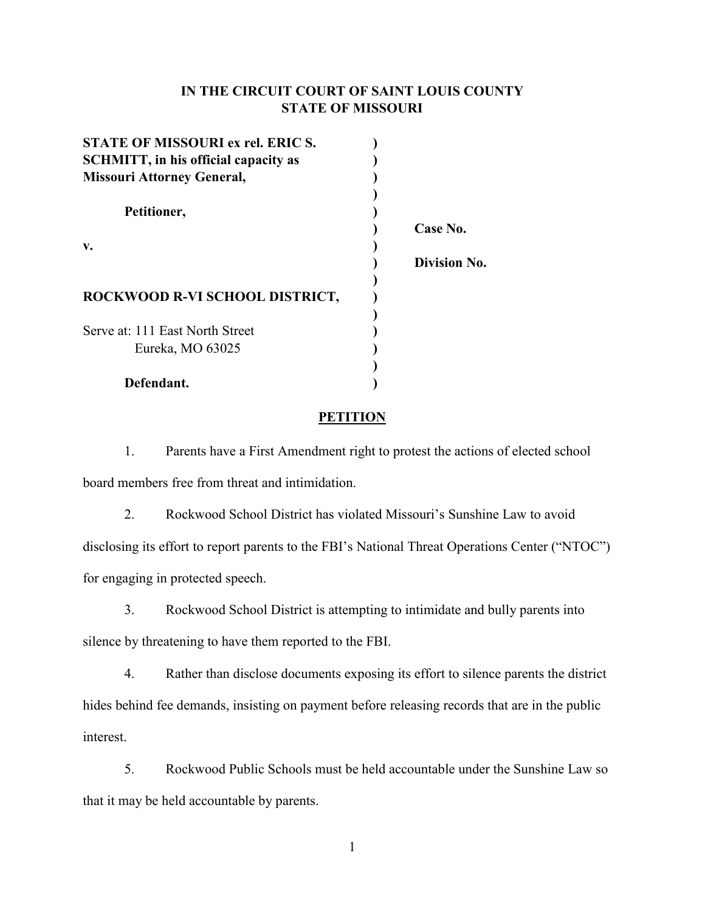**IN THE CIRCUIT COURT OF SAINT LOUIS COUNTY**
**STATE OF MISSOURI**

| | | |
|---|---|---|
| **STATE OF MISSOURI ex rel. ERIC S. SCHMITT, in his official capacity as Missouri Attorney General,** | ) | |
| **Petitioner,** | ) | **Case No.** |
| **v.** | ) | **Division No.** |
| **ROCKWOOD R-VI SCHOOL DISTRICT,** | ) | |
| Serve at: 111 East North Street, Eureka, MO 63025 | ) | |
| **Defendant.** | ) | |

## **PETITION**

1. Parents have a First Amendment right to protest the actions of elected school board members free from threat and intimidation.

2. Rockwood School District has violated Missouri's Sunshine Law to avoid disclosing its effort to report parents to the FBI's National Threat Operations Center ("NTOC") for engaging in protected speech.

3. Rockwood School District is attempting to intimidate and bully parents into silence by threatening to have them reported to the FBI.

4. Rather than disclose documents exposing its effort to silence parents the district hides behind fee demands, insisting on payment before releasing records that are in the public interest.

5. Rockwood Public Schools must be held accountable under the Sunshine Law so that it may be held accountable by parents.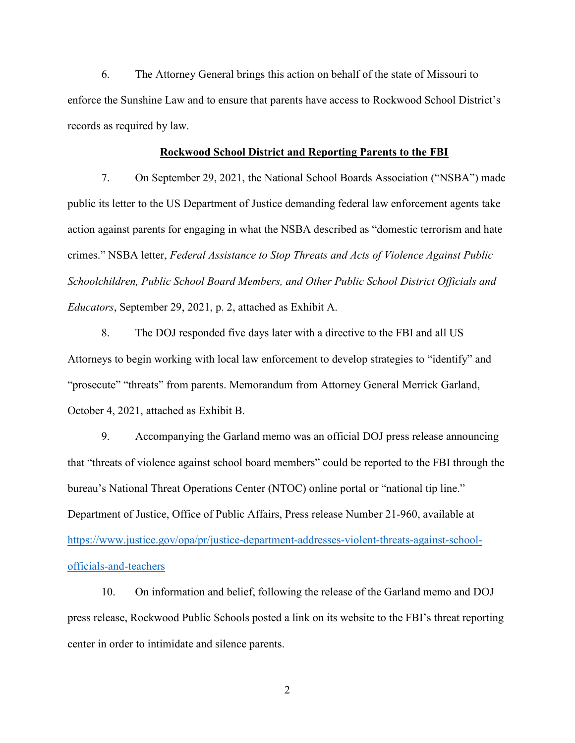6. The Attorney General brings this action on behalf of the state of Missouri to enforce the Sunshine Law and to ensure that parents have access to Rockwood School District's records as required by law.

**<u>Rockwood School District and Reporting Parents to the FBI</u>**

7. On September 29, 2021, the National School Boards Association ("NSBA") made public its letter to the US Department of Justice demanding federal law enforcement agents take action against parents for engaging in what the NSBA described as "domestic terrorism and hate crimes." NSBA letter, *Federal Assistance to Stop Threats and Acts of Violence Against Public Schoolchildren, Public School Board Members, and Other Public School District Officials and Educators*, September 29, 2021, p. 2, attached as Exhibit A.

8. The DOJ responded five days later with a directive to the FBI and all US Attorneys to begin working with local law enforcement to develop strategies to "identify" and "prosecute" "threats" from parents. Memorandum from Attorney General Merrick Garland, October 4, 2021, attached as Exhibit B.

9. Accompanying the Garland memo was an official DOJ press release announcing that "threats of violence against school board members" could be reported to the FBI through the bureau's National Threat Operations Center (NTOC) online portal or "national tip line." Department of Justice, Office of Public Affairs, Press release Number 21-960, available at [https://www.justice.gov/opa/pr/justice-department-addresses-violent-threats-against-school-officials-and-teachers](https://www.justice.gov/opa/pr/justice-department-addresses-violent-threats-against-school-officials-and-teachers)

10. On information and belief, following the release of the Garland memo and DOJ press release, Rockwood Public Schools posted a link on its website to the FBI's threat reporting center in order to intimidate and silence parents.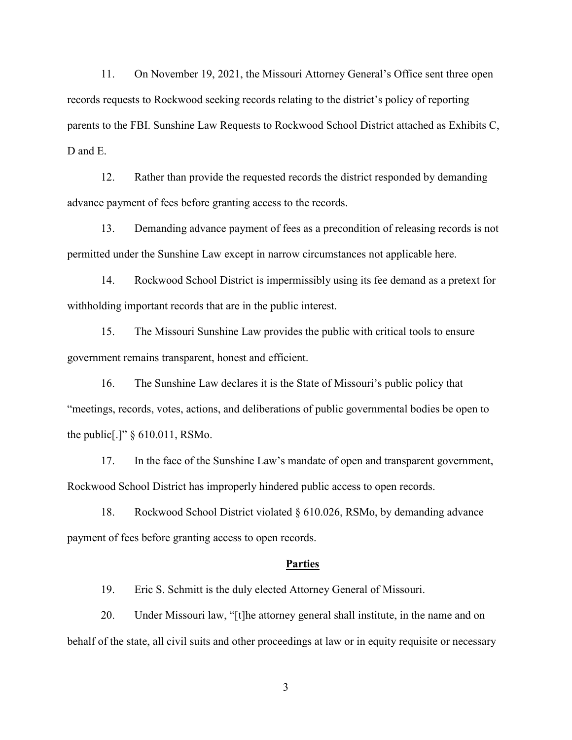11. On November 19, 2021, the Missouri Attorney General's Office sent three open records requests to Rockwood seeking records relating to the district's policy of reporting parents to the FBI. Sunshine Law Requests to Rockwood School District attached as Exhibits C, D and E.

12. Rather than provide the requested records the district responded by demanding advance payment of fees before granting access to the records.

13. Demanding advance payment of fees as a precondition of releasing records is not permitted under the Sunshine Law except in narrow circumstances not applicable here.

14. Rockwood School District is impermissibly using its fee demand as a pretext for withholding important records that are in the public interest.

15. The Missouri Sunshine Law provides the public with critical tools to ensure government remains transparent, honest and efficient.

16. The Sunshine Law declares it is the State of Missouri's public policy that "meetings, records, votes, actions, and deliberations of public governmental bodies be open to the public[.]" § 610.011, RSMo.

17. In the face of the Sunshine Law's mandate of open and transparent government, Rockwood School District has improperly hindered public access to open records.

18. Rockwood School District violated § 610.026, RSMo, by demanding advance payment of fees before granting access to open records.

## Parties

19. Eric S. Schmitt is the duly elected Attorney General of Missouri.

20. Under Missouri law, "[t]he attorney general shall institute, in the name and on behalf of the state, all civil suits and other proceedings at law or in equity requisite or necessary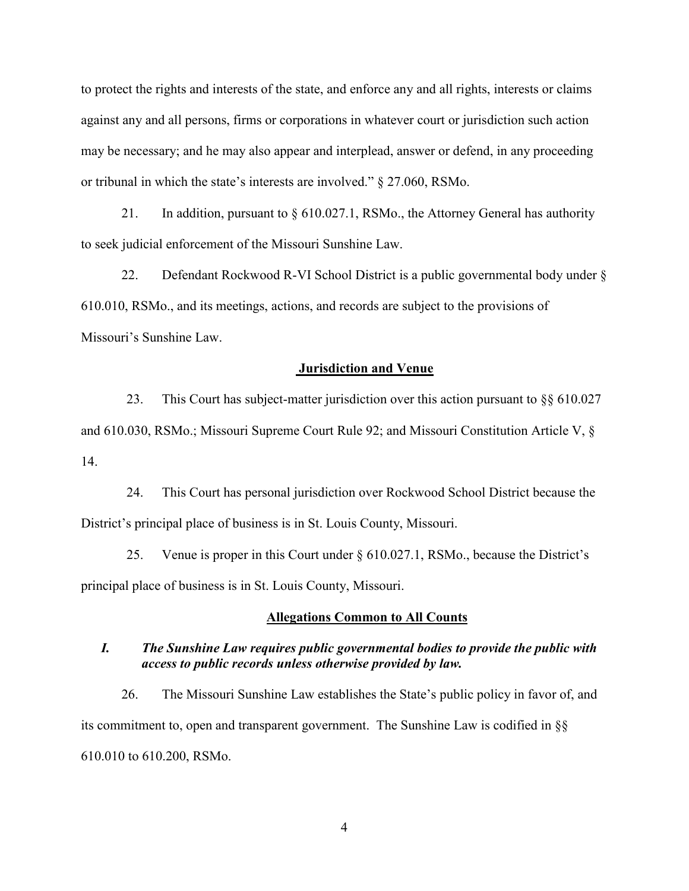to protect the rights and interests of the state, and enforce any and all rights, interests or claims against any and all persons, firms or corporations in whatever court or jurisdiction such action may be necessary; and he may also appear and interplead, answer or defend, in any proceeding or tribunal in which the state's interests are involved." § 27.060, RSMo.

21. In addition, pursuant to § 610.027.1, RSMo., the Attorney General has authority to seek judicial enforcement of the Missouri Sunshine Law.

22. Defendant Rockwood R-VI School District is a public governmental body under § 610.010, RSMo., and its meetings, actions, and records are subject to the provisions of Missouri's Sunshine Law.

## Jurisdiction and Venue

23. This Court has subject-matter jurisdiction over this action pursuant to §§ 610.027 and 610.030, RSMo.; Missouri Supreme Court Rule 92; and Missouri Constitution Article V, § 14.

24. This Court has personal jurisdiction over Rockwood School District because the District's principal place of business is in St. Louis County, Missouri.

25. Venue is proper in this Court under § 610.027.1, RSMo., because the District's principal place of business is in St. Louis County, Missouri.

## Allegations Common to All Counts

### *I. The Sunshine Law requires public governmental bodies to provide the public with access to public records unless otherwise provided by law.*

26. The Missouri Sunshine Law establishes the State's public policy in favor of, and its commitment to, open and transparent government. The Sunshine Law is codified in §§ 610.010 to 610.200, RSMo.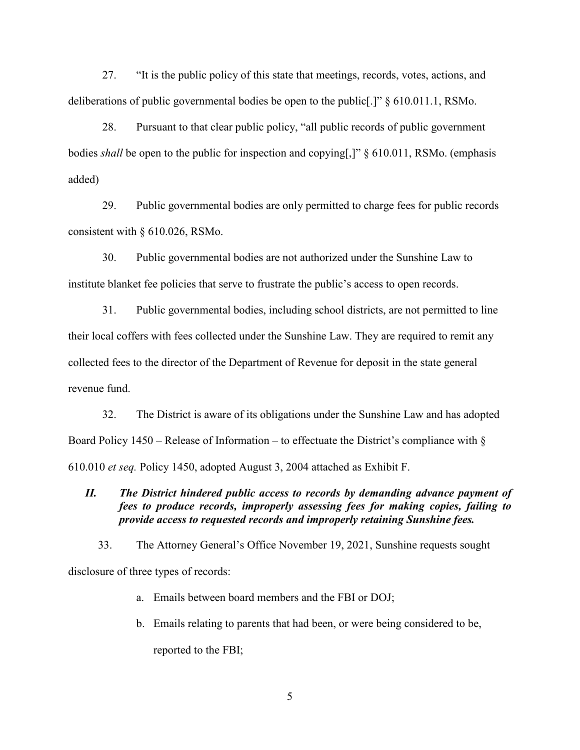27. "It is the public policy of this state that meetings, records, votes, actions, and deliberations of public governmental bodies be open to the public[.]" § 610.011.1, RSMo.

28. Pursuant to that clear public policy, "all public records of public government bodies *shall* be open to the public for inspection and copying[,]" § 610.011, RSMo. (emphasis added)

29. Public governmental bodies are only permitted to charge fees for public records consistent with § 610.026, RSMo.

30. Public governmental bodies are not authorized under the Sunshine Law to institute blanket fee policies that serve to frustrate the public's access to open records.

31. Public governmental bodies, including school districts, are not permitted to line their local coffers with fees collected under the Sunshine Law. They are required to remit any collected fees to the director of the Department of Revenue for deposit in the state general revenue fund.

32. The District is aware of its obligations under the Sunshine Law and has adopted Board Policy 1450 – Release of Information – to effectuate the District's compliance with § 610.010 *et seq.* Policy 1450, adopted August 3, 2004 attached as Exhibit F.

## ***II. The District hindered public access to records by demanding advance payment of fees to produce records, improperly assessing fees for making copies, failing to provide access to requested records and improperly retaining Sunshine fees.***

33. The Attorney General's Office November 19, 2021, Sunshine requests sought disclosure of three types of records:

a. Emails between board members and the FBI or DOJ;

b. Emails relating to parents that had been, or were being considered to be, reported to the FBI;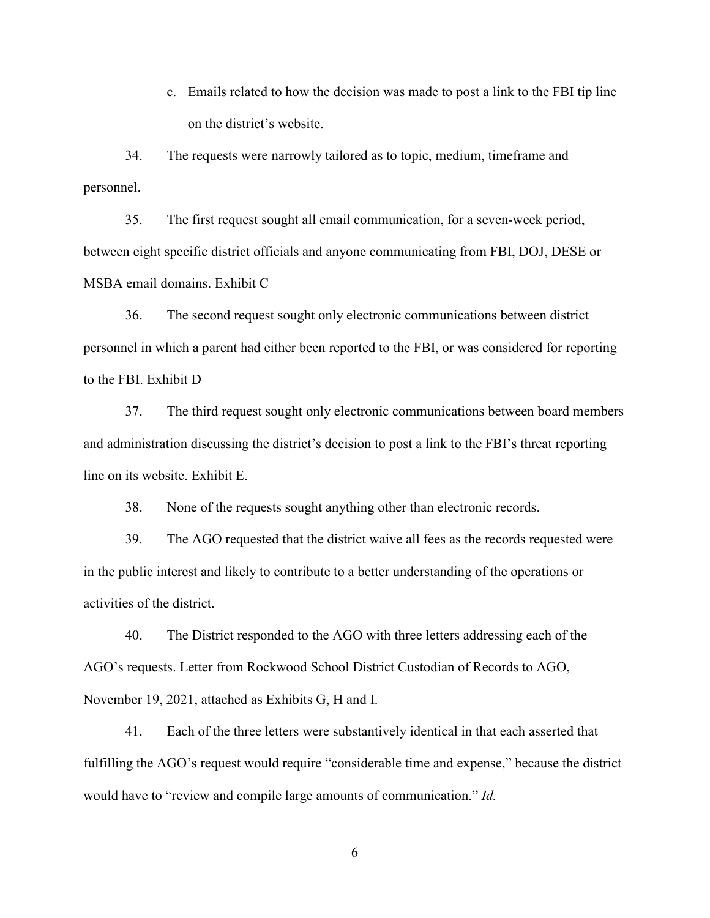c. Emails related to how the decision was made to post a link to the FBI tip line on the district's website.

34. The requests were narrowly tailored as to topic, medium, timeframe and personnel.

35. The first request sought all email communication, for a seven-week period, between eight specific district officials and anyone communicating from FBI, DOJ, DESE or MSBA email domains. Exhibit C

36. The second request sought only electronic communications between district personnel in which a parent had either been reported to the FBI, or was considered for reporting to the FBI. Exhibit D

37. The third request sought only electronic communications between board members and administration discussing the district's decision to post a link to the FBI's threat reporting line on its website. Exhibit E.

38. None of the requests sought anything other than electronic records.

39. The AGO requested that the district waive all fees as the records requested were in the public interest and likely to contribute to a better understanding of the operations or activities of the district.

40. The District responded to the AGO with three letters addressing each of the AGO's requests. Letter from Rockwood School District Custodian of Records to AGO, November 19, 2021, attached as Exhibits G, H and I.

41. Each of the three letters were substantively identical in that each asserted that fulfilling the AGO's request would require "considerable time and expense," because the district would have to "review and compile large amounts of communication." *Id.*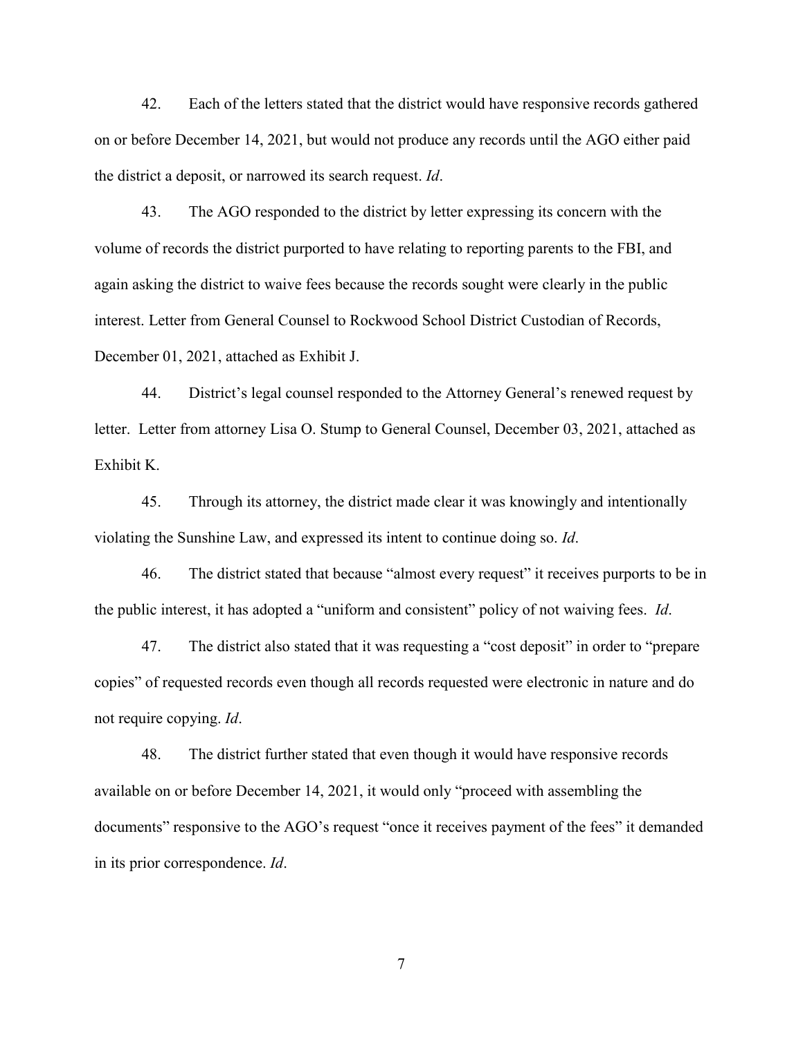42. Each of the letters stated that the district would have responsive records gathered on or before December 14, 2021, but would not produce any records until the AGO either paid the district a deposit, or narrowed its search request. *Id*.

43. The AGO responded to the district by letter expressing its concern with the volume of records the district purported to have relating to reporting parents to the FBI, and again asking the district to waive fees because the records sought were clearly in the public interest. Letter from General Counsel to Rockwood School District Custodian of Records, December 01, 2021, attached as Exhibit J.

44. District's legal counsel responded to the Attorney General's renewed request by letter. Letter from attorney Lisa O. Stump to General Counsel, December 03, 2021, attached as Exhibit K.

45. Through its attorney, the district made clear it was knowingly and intentionally violating the Sunshine Law, and expressed its intent to continue doing so. *Id*.

46. The district stated that because "almost every request" it receives purports to be in the public interest, it has adopted a "uniform and consistent" policy of not waiving fees. *Id*.

47. The district also stated that it was requesting a "cost deposit" in order to "prepare copies" of requested records even though all records requested were electronic in nature and do not require copying. *Id*.

48. The district further stated that even though it would have responsive records available on or before December 14, 2021, it would only "proceed with assembling the documents" responsive to the AGO's request "once it receives payment of the fees" it demanded in its prior correspondence. *Id*.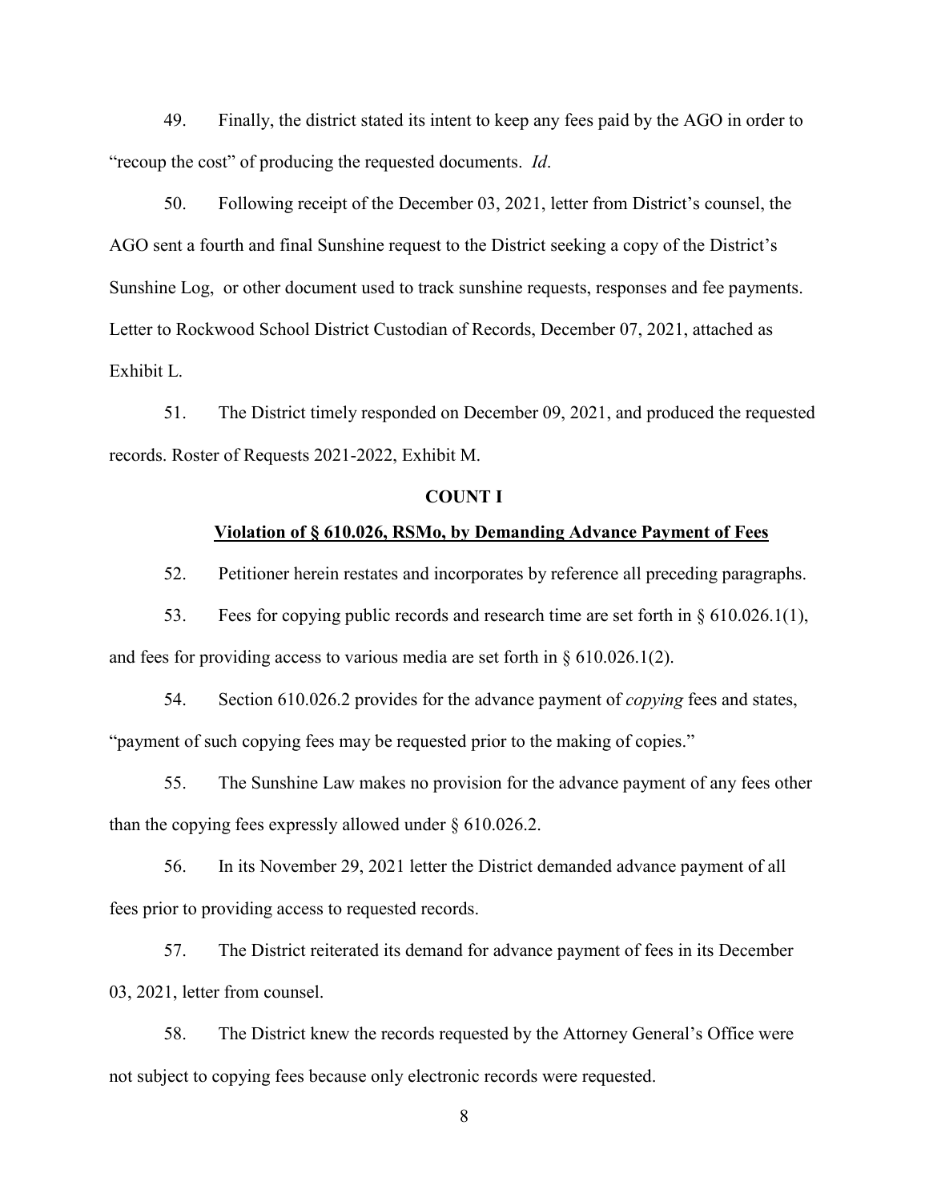49. Finally, the district stated its intent to keep any fees paid by the AGO in order to "recoup the cost" of producing the requested documents. *Id*.

50. Following receipt of the December 03, 2021, letter from District's counsel, the AGO sent a fourth and final Sunshine request to the District seeking a copy of the District's Sunshine Log, or other document used to track sunshine requests, responses and fee payments. Letter to Rockwood School District Custodian of Records, December 07, 2021, attached as Exhibit L.

51. The District timely responded on December 09, 2021, and produced the requested records. Roster of Requests 2021-2022, Exhibit M.

**COUNT I**

**Violation of § 610.026, RSMo, by Demanding Advance Payment of Fees**

52. Petitioner herein restates and incorporates by reference all preceding paragraphs.

53. Fees for copying public records and research time are set forth in § 610.026.1(1), and fees for providing access to various media are set forth in § 610.026.1(2).

54. Section 610.026.2 provides for the advance payment of *copying* fees and states, "payment of such copying fees may be requested prior to the making of copies."

55. The Sunshine Law makes no provision for the advance payment of any fees other than the copying fees expressly allowed under § 610.026.2.

56. In its November 29, 2021 letter the District demanded advance payment of all fees prior to providing access to requested records.

57. The District reiterated its demand for advance payment of fees in its December 03, 2021, letter from counsel.

58. The District knew the records requested by the Attorney General's Office were not subject to copying fees because only electronic records were requested.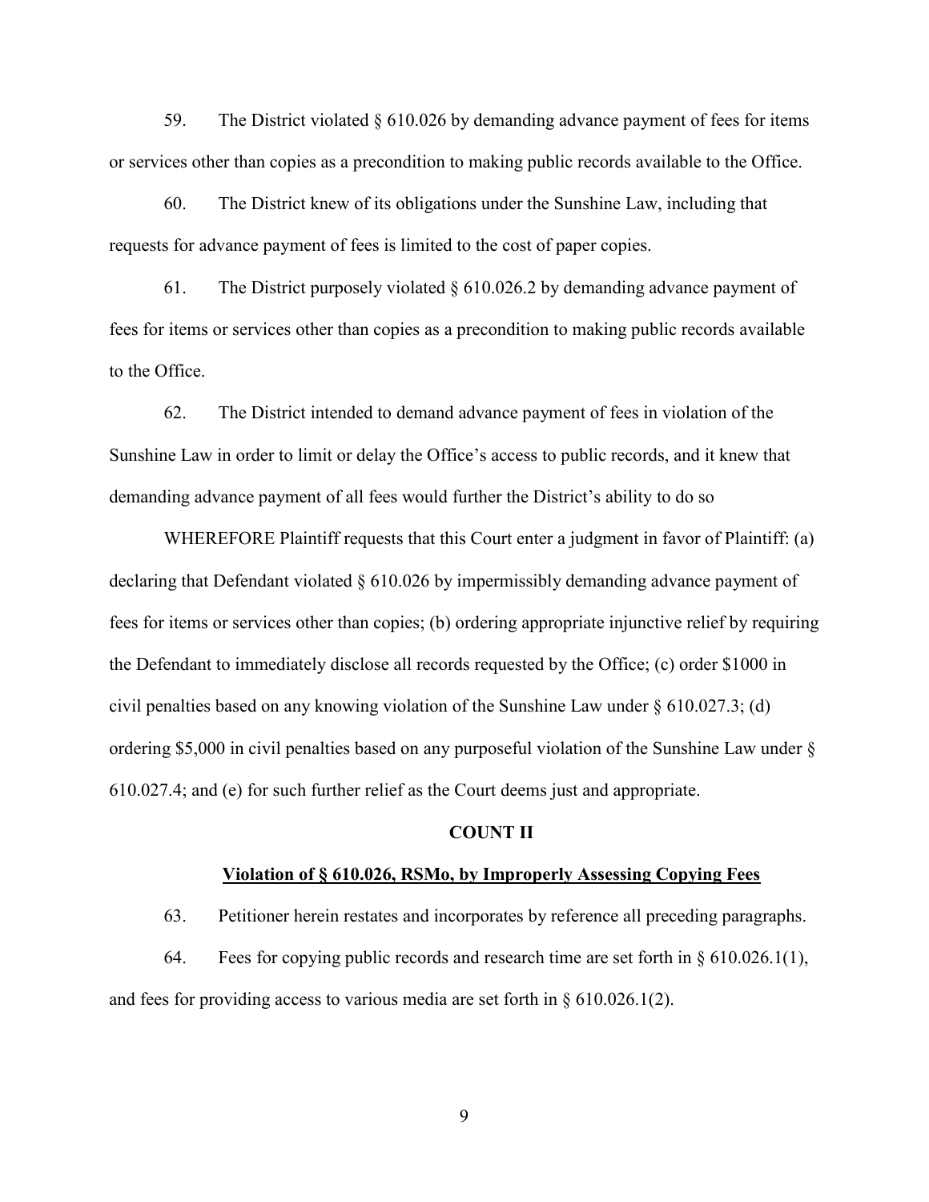59. The District violated § 610.026 by demanding advance payment of fees for items or services other than copies as a precondition to making public records available to the Office.

60. The District knew of its obligations under the Sunshine Law, including that requests for advance payment of fees is limited to the cost of paper copies.

61. The District purposely violated § 610.026.2 by demanding advance payment of fees for items or services other than copies as a precondition to making public records available to the Office.

62. The District intended to demand advance payment of fees in violation of the Sunshine Law in order to limit or delay the Office's access to public records, and it knew that demanding advance payment of all fees would further the District's ability to do so

WHEREFORE Plaintiff requests that this Court enter a judgment in favor of Plaintiff: (a) declaring that Defendant violated § 610.026 by impermissibly demanding advance payment of fees for items or services other than copies; (b) ordering appropriate injunctive relief by requiring the Defendant to immediately disclose all records requested by the Office; (c) order $1000 in civil penalties based on any knowing violation of the Sunshine Law under § 610.027.3; (d) ordering $5,000 in civil penalties based on any purposeful violation of the Sunshine Law under § 610.027.4; and (e) for such further relief as the Court deems just and appropriate.

## COUNT II

### Violation of § 610.026, RSMo, by Improperly Assessing Copying Fees

63. Petitioner herein restates and incorporates by reference all preceding paragraphs.

64. Fees for copying public records and research time are set forth in § 610.026.1(1), and fees for providing access to various media are set forth in § 610.026.1(2).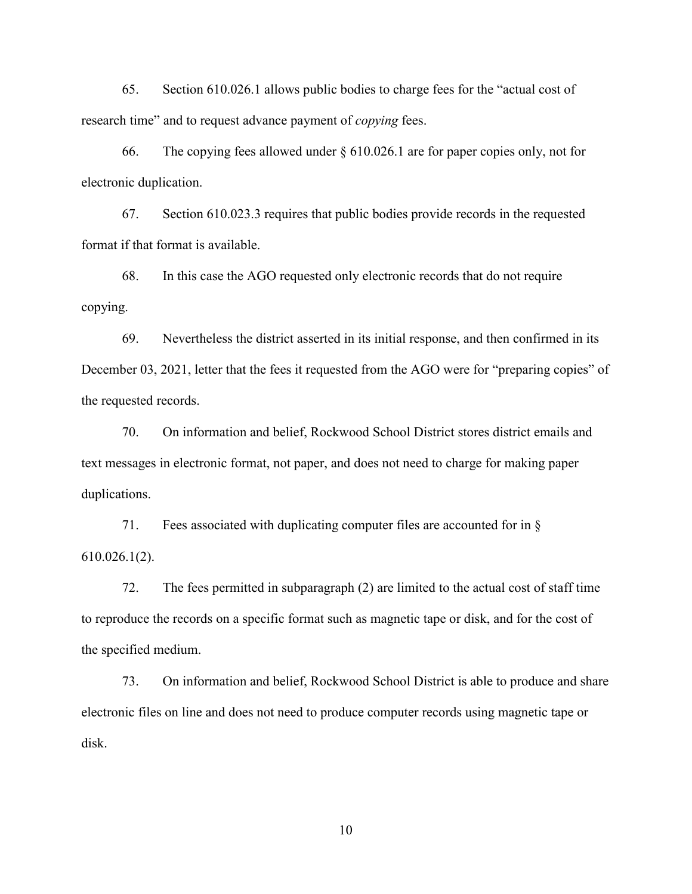65. Section 610.026.1 allows public bodies to charge fees for the "actual cost of research time" and to request advance payment of *copying* fees.

66. The copying fees allowed under § 610.026.1 are for paper copies only, not for electronic duplication.

67. Section 610.023.3 requires that public bodies provide records in the requested format if that format is available.

68. In this case the AGO requested only electronic records that do not require copying.

69. Nevertheless the district asserted in its initial response, and then confirmed in its December 03, 2021, letter that the fees it requested from the AGO were for "preparing copies" of the requested records.

70. On information and belief, Rockwood School District stores district emails and text messages in electronic format, not paper, and does not need to charge for making paper duplications.

71. Fees associated with duplicating computer files are accounted for in § 610.026.1(2).

72. The fees permitted in subparagraph (2) are limited to the actual cost of staff time to reproduce the records on a specific format such as magnetic tape or disk, and for the cost of the specified medium.

73. On information and belief, Rockwood School District is able to produce and share electronic files on line and does not need to produce computer records using magnetic tape or disk.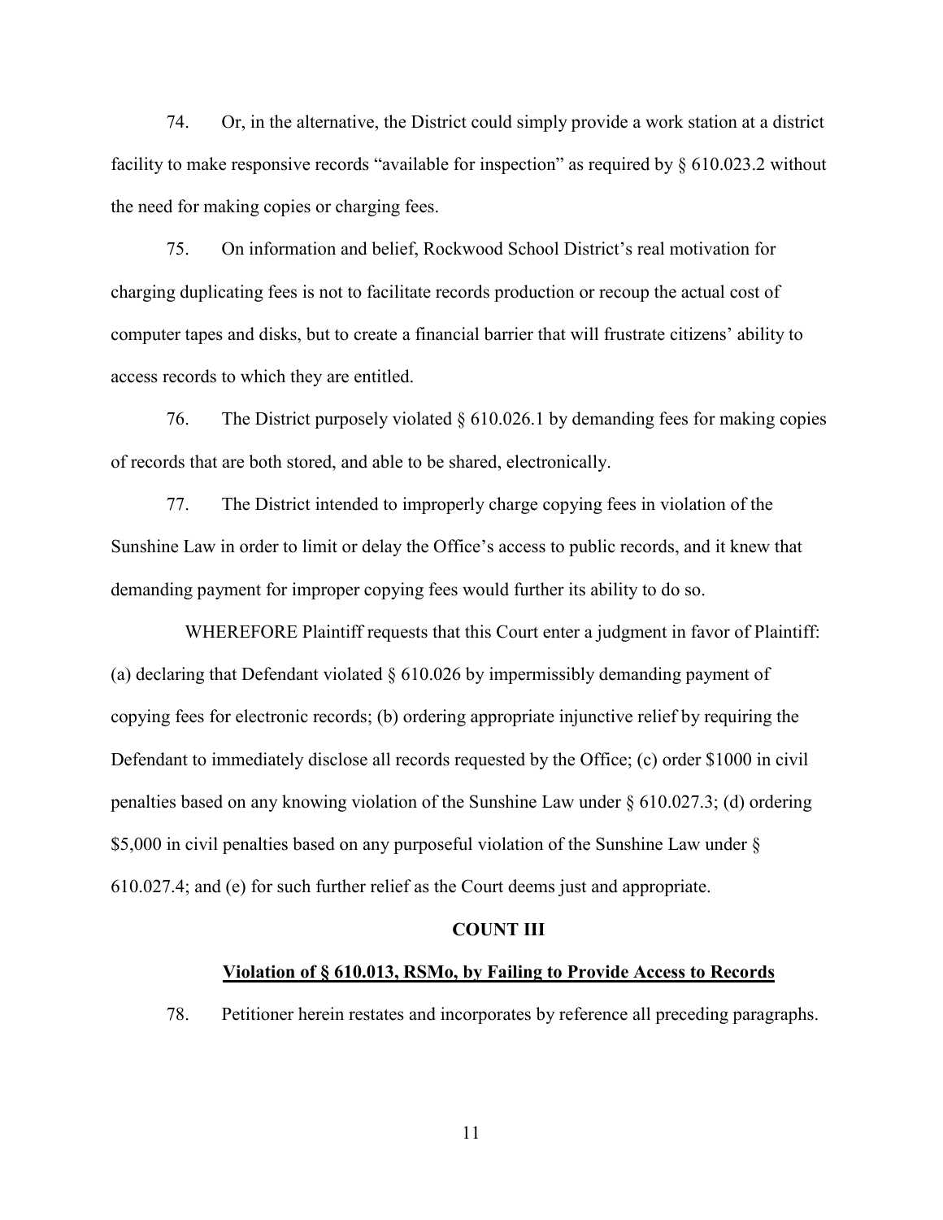74. Or, in the alternative, the District could simply provide a work station at a district facility to make responsive records "available for inspection" as required by § 610.023.2 without the need for making copies or charging fees.

75. On information and belief, Rockwood School District's real motivation for charging duplicating fees is not to facilitate records production or recoup the actual cost of computer tapes and disks, but to create a financial barrier that will frustrate citizens' ability to access records to which they are entitled.

76. The District purposely violated § 610.026.1 by demanding fees for making copies of records that are both stored, and able to be shared, electronically.

77. The District intended to improperly charge copying fees in violation of the Sunshine Law in order to limit or delay the Office's access to public records, and it knew that demanding payment for improper copying fees would further its ability to do so.

WHEREFORE Plaintiff requests that this Court enter a judgment in favor of Plaintiff: (a) declaring that Defendant violated § 610.026 by impermissibly demanding payment of copying fees for electronic records; (b) ordering appropriate injunctive relief by requiring the Defendant to immediately disclose all records requested by the Office; (c) order $1000 in civil penalties based on any knowing violation of the Sunshine Law under § 610.027.3; (d) ordering $5,000 in civil penalties based on any purposeful violation of the Sunshine Law under § 610.027.4; and (e) for such further relief as the Court deems just and appropriate.

## COUNT III

**Violation of § 610.013, RSMo, by Failing to Provide Access to Records**

78. Petitioner herein restates and incorporates by reference all preceding paragraphs.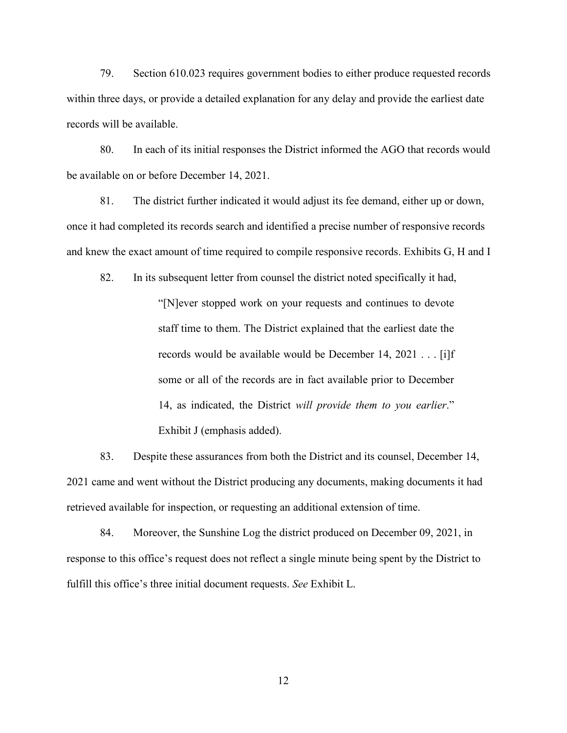79. Section 610.023 requires government bodies to either produce requested records within three days, or provide a detailed explanation for any delay and provide the earliest date records will be available.

80. In each of its initial responses the District informed the AGO that records would be available on or before December 14, 2021.

81. The district further indicated it would adjust its fee demand, either up or down, once it had completed its records search and identified a precise number of responsive records and knew the exact amount of time required to compile responsive records. Exhibits G, H and I

82. In its subsequent letter from counsel the district noted specifically it had,

> "[N]ever stopped work on your requests and continues to devote staff time to them. The District explained that the earliest date the records would be available would be December 14, 2021 . . . [i]f some or all of the records are in fact available prior to December 14, as indicated, the District *will provide them to you earlier*." Exhibit J (emphasis added).

83. Despite these assurances from both the District and its counsel, December 14, 2021 came and went without the District producing any documents, making documents it had retrieved available for inspection, or requesting an additional extension of time.

84. Moreover, the Sunshine Log the district produced on December 09, 2021, in response to this office's request does not reflect a single minute being spent by the District to fulfill this office's three initial document requests. *See* Exhibit L.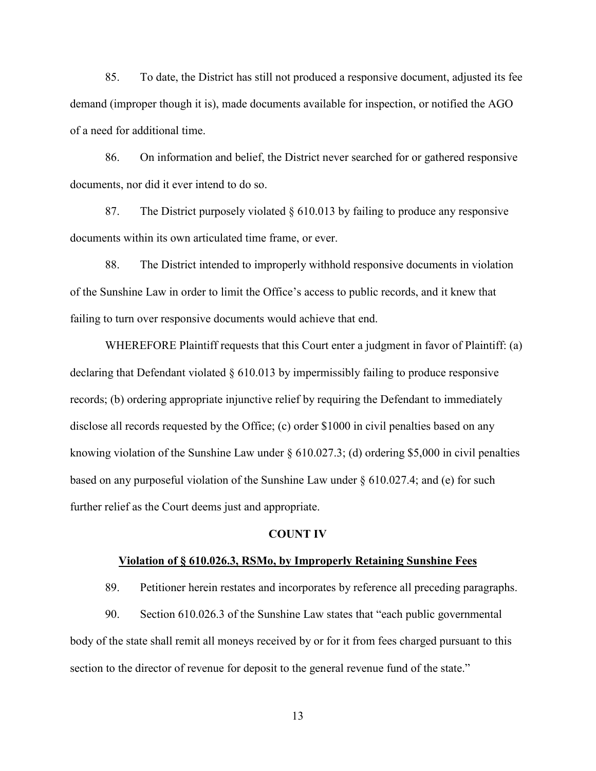85. To date, the District has still not produced a responsive document, adjusted its fee demand (improper though it is), made documents available for inspection, or notified the AGO of a need for additional time.

86. On information and belief, the District never searched for or gathered responsive documents, nor did it ever intend to do so.

87. The District purposely violated § 610.013 by failing to produce any responsive documents within its own articulated time frame, or ever.

88. The District intended to improperly withhold responsive documents in violation of the Sunshine Law in order to limit the Office's access to public records, and it knew that failing to turn over responsive documents would achieve that end.

WHEREFORE Plaintiff requests that this Court enter a judgment in favor of Plaintiff: (a) declaring that Defendant violated § 610.013 by impermissibly failing to produce responsive records; (b) ordering appropriate injunctive relief by requiring the Defendant to immediately disclose all records requested by the Office; (c) order $1000 in civil penalties based on any knowing violation of the Sunshine Law under § 610.027.3; (d) ordering $5,000 in civil penalties based on any purposeful violation of the Sunshine Law under § 610.027.4; and (e) for such further relief as the Court deems just and appropriate.

**COUNT IV**

**<u>Violation of § 610.026.3, RSMo, by Improperly Retaining Sunshine Fees</u>**

89. Petitioner herein restates and incorporates by reference all preceding paragraphs.

90. Section 610.026.3 of the Sunshine Law states that "each public governmental body of the state shall remit all moneys received by or for it from fees charged pursuant to this section to the director of revenue for deposit to the general revenue fund of the state."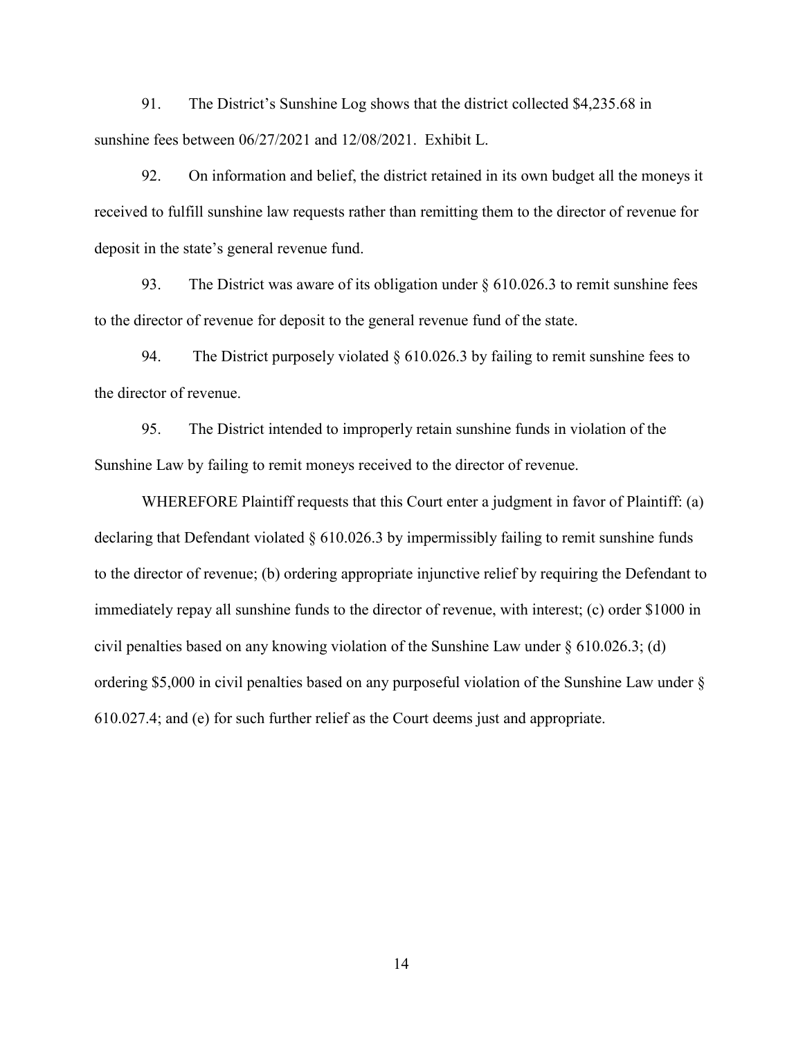91. The District's Sunshine Log shows that the district collected $4,235.68 in sunshine fees between 06/27/2021 and 12/08/2021. Exhibit L.

92. On information and belief, the district retained in its own budget all the moneys it received to fulfill sunshine law requests rather than remitting them to the director of revenue for deposit in the state's general revenue fund.

93. The District was aware of its obligation under § 610.026.3 to remit sunshine fees to the director of revenue for deposit to the general revenue fund of the state.

94. The District purposely violated § 610.026.3 by failing to remit sunshine fees to the director of revenue.

95. The District intended to improperly retain sunshine funds in violation of the Sunshine Law by failing to remit moneys received to the director of revenue.

WHEREFORE Plaintiff requests that this Court enter a judgment in favor of Plaintiff: (a) declaring that Defendant violated § 610.026.3 by impermissibly failing to remit sunshine funds to the director of revenue; (b) ordering appropriate injunctive relief by requiring the Defendant to immediately repay all sunshine funds to the director of revenue, with interest; (c) order $1000 in civil penalties based on any knowing violation of the Sunshine Law under § 610.026.3; (d) ordering $5,000 in civil penalties based on any purposeful violation of the Sunshine Law under § 610.027.4; and (e) for such further relief as the Court deems just and appropriate.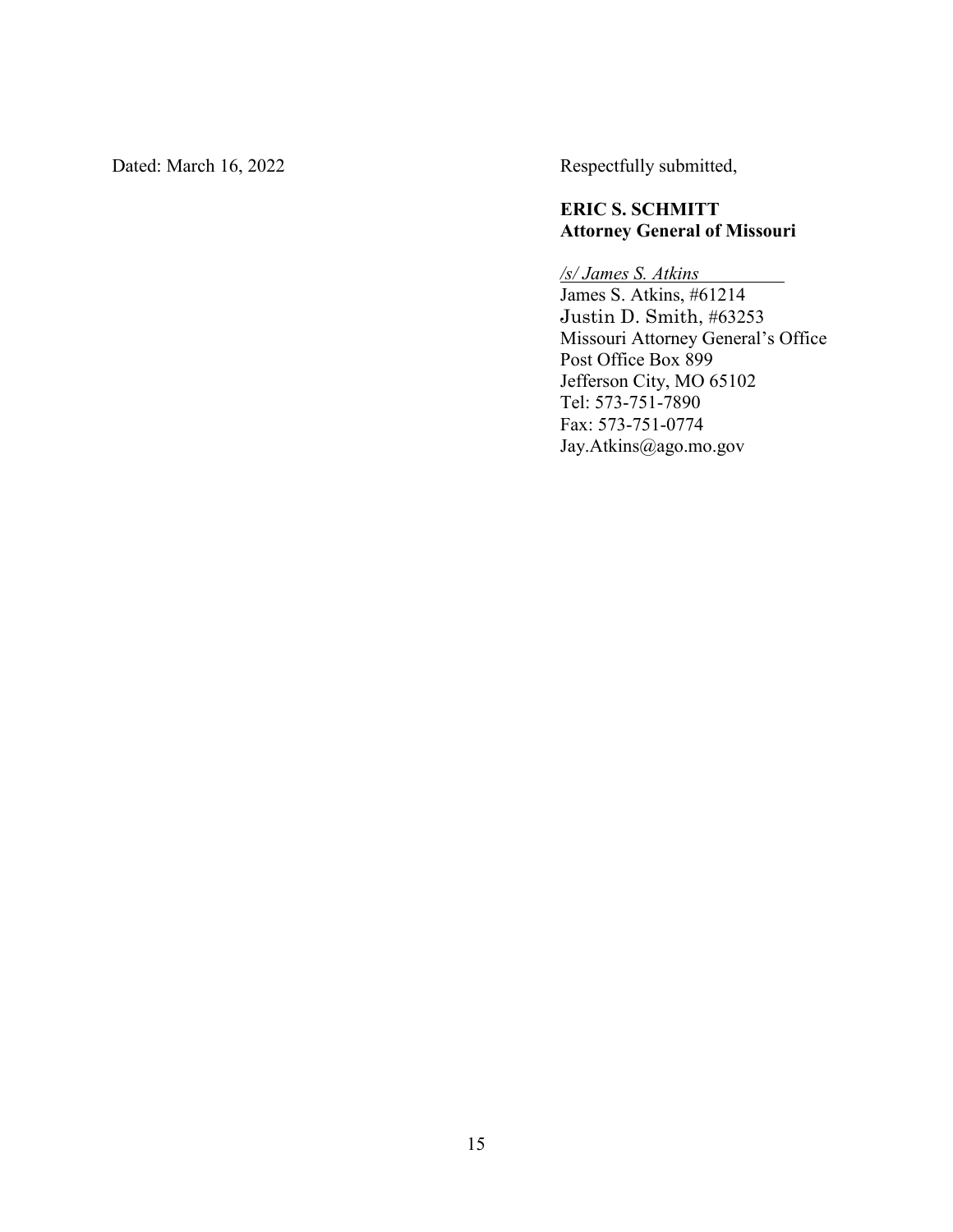Dated: March 16, 2022

Respectfully submitted,

**ERIC S. SCHMITT**
**Attorney General of Missouri**

*/s/ James S. Atkins*
James S. Atkins, #61214
Justin D. Smith, #63253
Missouri Attorney General's Office
Post Office Box 899
Jefferson City, MO 65102
Tel: 573-751-7890
Fax: 573-751-0774
Jay.Atkins@ago.mo.gov